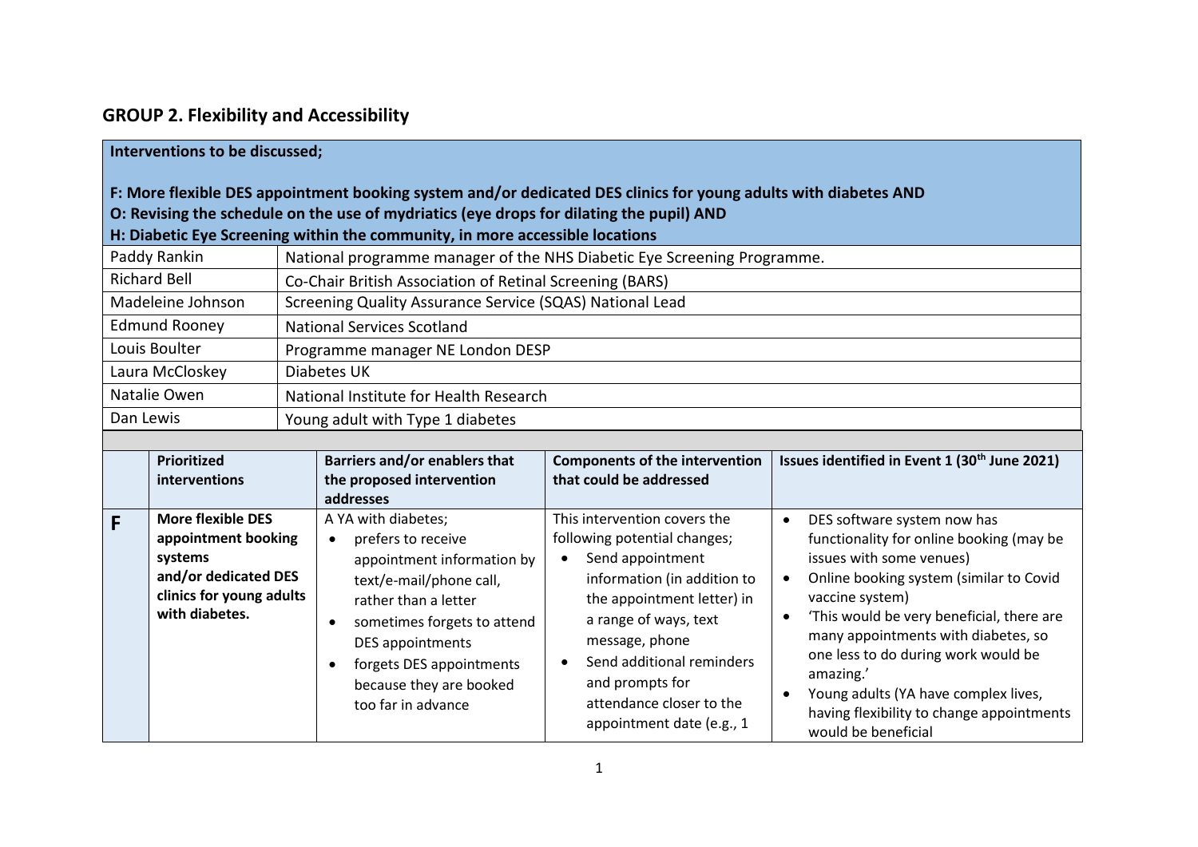## GROUP 2. Flexibility and Accessibility

| | |
|---|---|
| **Interventions to be discussed;**<br><br>**F: More flexible DES appointment booking system and/or dedicated DES clinics for young adults with diabetes AND**<br>**O: Revising the schedule on the use of mydriatics (eye drops for dilating the pupil) AND**<br>**H: Diabetic Eye Screening within the community, in more accessible locations** | |
| Paddy Rankin | National programme manager of the NHS Diabetic Eye Screening Programme. |
| Richard Bell | Co-Chair British Association of Retinal Screening (BARS) |
| Madeleine Johnson | Screening Quality Assurance Service (SQAS) National Lead |
| Edmund Rooney | National Services Scotland |
| Louis Boulter | Programme manager NE London DESP |
| Laura McCloskey | Diabetes UK |
| Natalie Owen | National Institute for Health Research |
| Dan Lewis | Young adult with Type 1 diabetes |

| | Prioritized interventions | Barriers and/or enablers that the proposed intervention addresses | Components of the intervention that could be addressed | Issues identified in Event 1 (30th June 2021) |
|---|---|---|---|---|
| **F** | **More flexible DES appointment booking systems and/or dedicated DES clinics for young adults with diabetes.** | A YA with diabetes;<br>• prefers to receive appointment information by text/e-mail/phone call, rather than a letter<br>• sometimes forgets to attend DES appointments<br>• forgets DES appointments because they are booked too far in advance | This intervention covers the following potential changes;<br>• Send appointment information (in addition to the appointment letter) in a range of ways, text message, phone<br>• Send additional reminders and prompts for attendance closer to the appointment date (e.g., 1 | • DES software system now has functionality for online booking (may be issues with some venues)<br>• Online booking system (similar to Covid vaccine system)<br>• 'This would be very beneficial, there are many appointments with diabetes, so one less to do during work would be amazing.'<br>• Young adults (YA have complex lives, having flexibility to change appointments would be beneficial |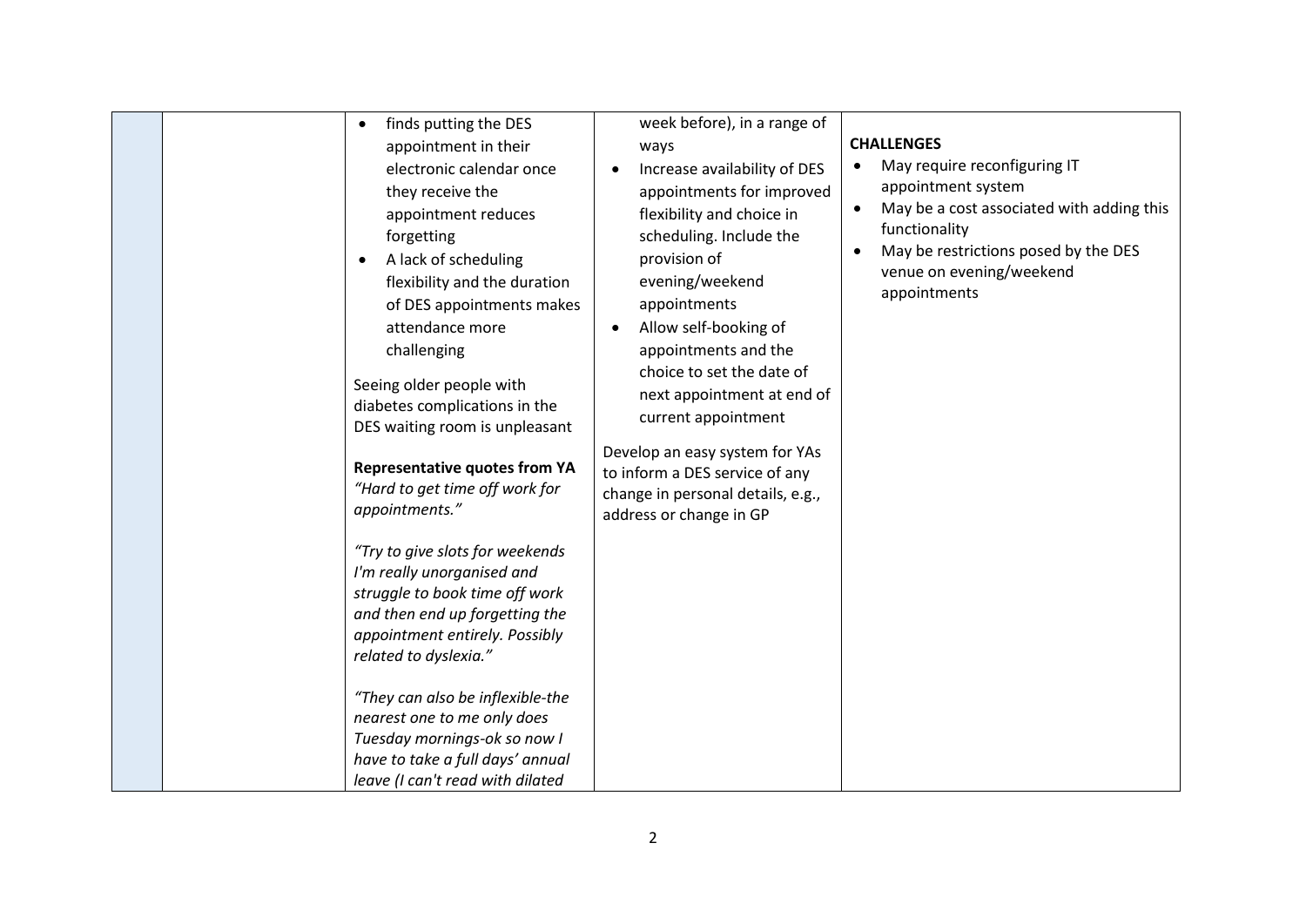| | | | | |
|---|---|---|---|---|
| | | • finds putting the DES appointment in their electronic calendar once they receive the appointment reduces forgetting<br>• A lack of scheduling flexibility and the duration of DES appointments makes attendance more challenging<br><br>Seeing older people with diabetes complications in the DES waiting room is unpleasant<br><br>**Representative quotes from YA**<br>*"Hard to get time off work for appointments."*<br><br>*"Try to give slots for weekends I'm really unorganised and struggle to book time off work and then end up forgetting the appointment entirely. Possibly related to dyslexia."*<br><br>*"They can also be inflexible-the nearest one to me only does Tuesday mornings-ok so now I have to take a full days' annual leave (I can't read with dilated* | week before), in a range of ways<br>• Increase availability of DES appointments for improved flexibility and choice in scheduling. Include the provision of evening/weekend appointments<br>• Allow self-booking of appointments and the choice to set the date of next appointment at end of current appointment<br><br>Develop an easy system for YAs to inform a DES service of any change in personal details, e.g., address or change in GP | **CHALLENGES**<br>• May require reconfiguring IT appointment system<br>• May be a cost associated with adding this functionality<br>• May be restrictions posed by the DES venue on evening/weekend appointments |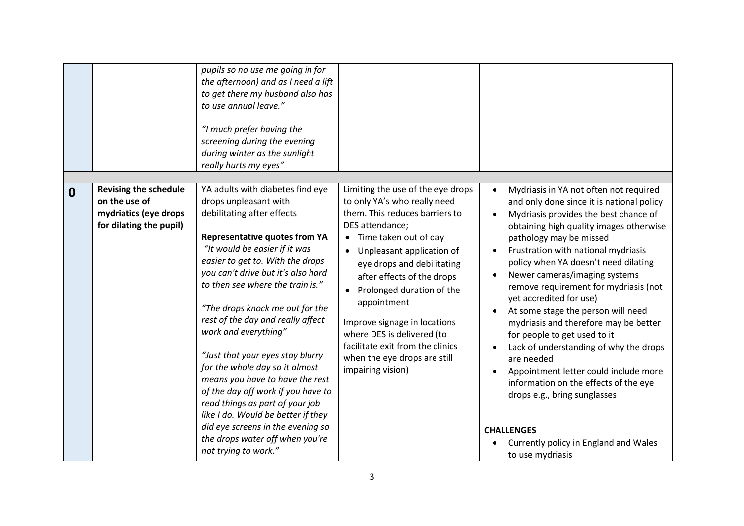| | | | | |
|---|---|---|---|---|
| | | *pupils so no use me going in for the afternoon) and as I need a lift to get there my husband also has to use annual leave."*<br><br>*"I much prefer having the screening during the evening during winter as the sunlight really hurts my eyes"* | | |
| | | | | |
| **0** | **Revising the schedule on the use of mydriatics (eye drops for dilating the pupil)** | YA adults with diabetes find eye drops unpleasant with debilitating after effects<br><br>**Representative quotes from YA**<br>*"It would be easier if it was easier to get to. With the drops you can't drive but it's also hard to then see where the train is."*<br><br>*"The drops knock me out for the rest of the day and really affect work and everything"*<br><br>*"Just that your eyes stay blurry for the whole day so it almost means you have to have the rest of the day off work if you have to read things as part of your job like I do. Would be better if they did eye screens in the evening so the drops water off when you're not trying to work."* | Limiting the use of the eye drops to only YA's who really need them. This reduces barriers to DES attendance;<br>• Time taken out of day<br>• Unpleasant application of eye drops and debilitating after effects of the drops<br>• Prolonged duration of the appointment<br><br>Improve signage in locations where DES is delivered (to facilitate exit from the clinics when the eye drops are still impairing vision) | • Mydriasis in YA not often not required and only done since it is national policy<br>• Mydriasis provides the best chance of obtaining high quality images otherwise pathology may be missed<br>• Frustration with national mydriasis policy when YA doesn't need dilating<br>• Newer cameras/imaging systems remove requirement for mydriasis (not yet accredited for use)<br>• At some stage the person will need mydriasis and therefore may be better for people to get used to it<br>• Lack of understanding of why the drops are needed<br>• Appointment letter could include more information on the effects of the eye drops e.g., bring sunglasses<br><br>**CHALLENGES**<br>• Currently policy in England and Wales to use mydriasis |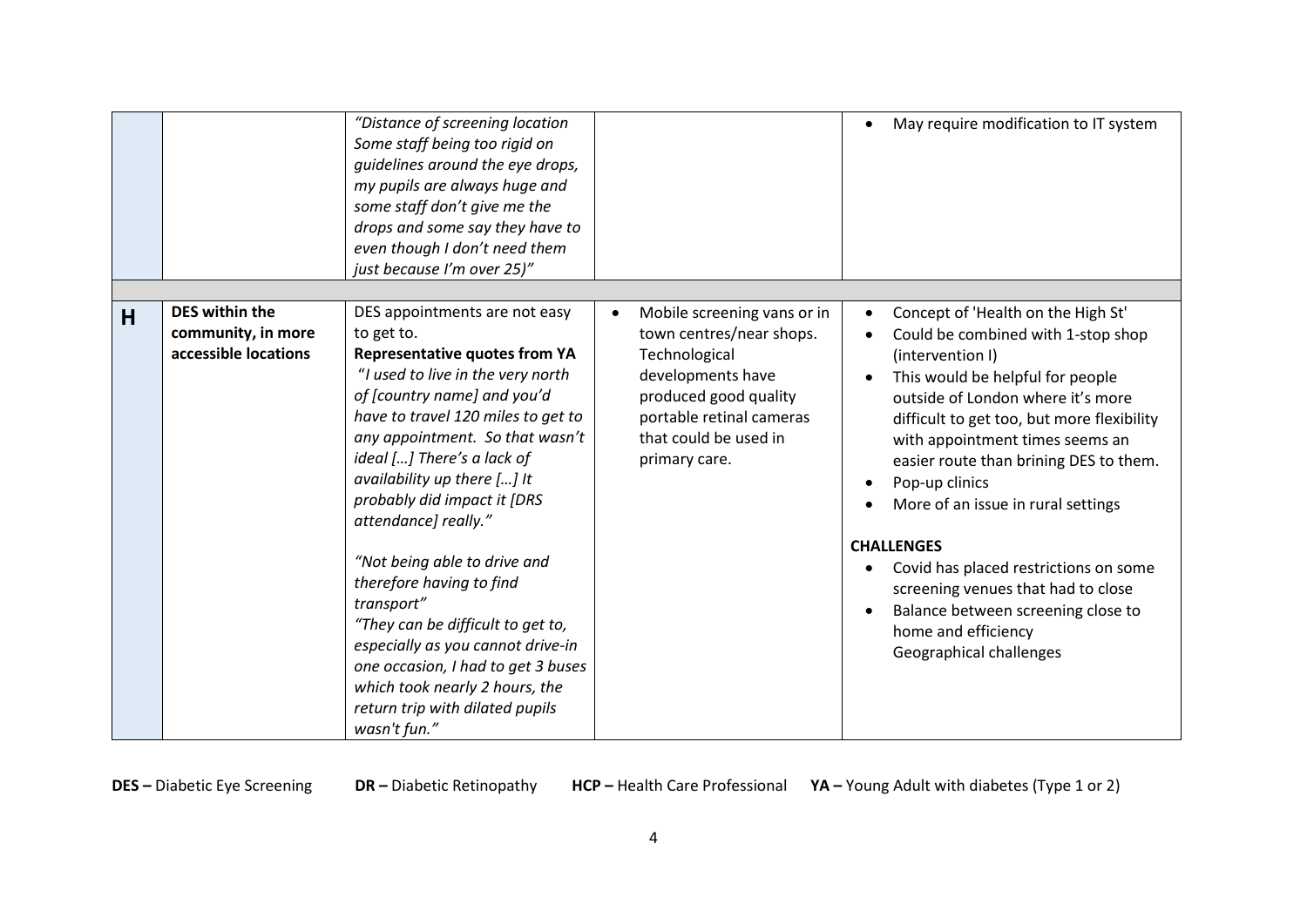| | | | | |
|---|---|---|---|---|
| | | *"Distance of screening location Some staff being too rigid on guidelines around the eye drops, my pupils are always huge and some staff don't give me the drops and some say they have to even though I don't need them just because I'm over 25)"* | | • May require modification to IT system |
| | | | | |
| **H** | **DES within the community, in more accessible locations** | DES appointments are not easy to get to.<br>**Representative quotes from YA**<br>*"I used to live in the very north of [country name] and you'd have to travel 120 miles to get to any appointment. So that wasn't ideal […] There's a lack of availability up there […] It probably did impact it [DRS attendance] really."*<br><br>*"Not being able to drive and therefore having to find transport"*<br>*"They can be difficult to get to, especially as you cannot drive-in one occasion, I had to get 3 buses which took nearly 2 hours, the return trip with dilated pupils wasn't fun."* | • Mobile screening vans or in town centres/near shops. Technological developments have produced good quality portable retinal cameras that could be used in primary care. | • Concept of 'Health on the High St'<br>• Could be combined with 1-stop shop (intervention I)<br>• This would be helpful for people outside of London where it's more difficult to get too, but more flexibility with appointment times seems an easier route than brining DES to them.<br>• Pop-up clinics<br>• More of an issue in rural settings<br><br>**CHALLENGES**<br>• Covid has placed restrictions on some screening venues that had to close<br>• Balance between screening close to home and efficiency Geographical challenges |

**DES –** Diabetic Eye Screening **DR –** Diabetic Retinopathy **HCP –** Health Care Professional **YA –** Young Adult with diabetes (Type 1 or 2)